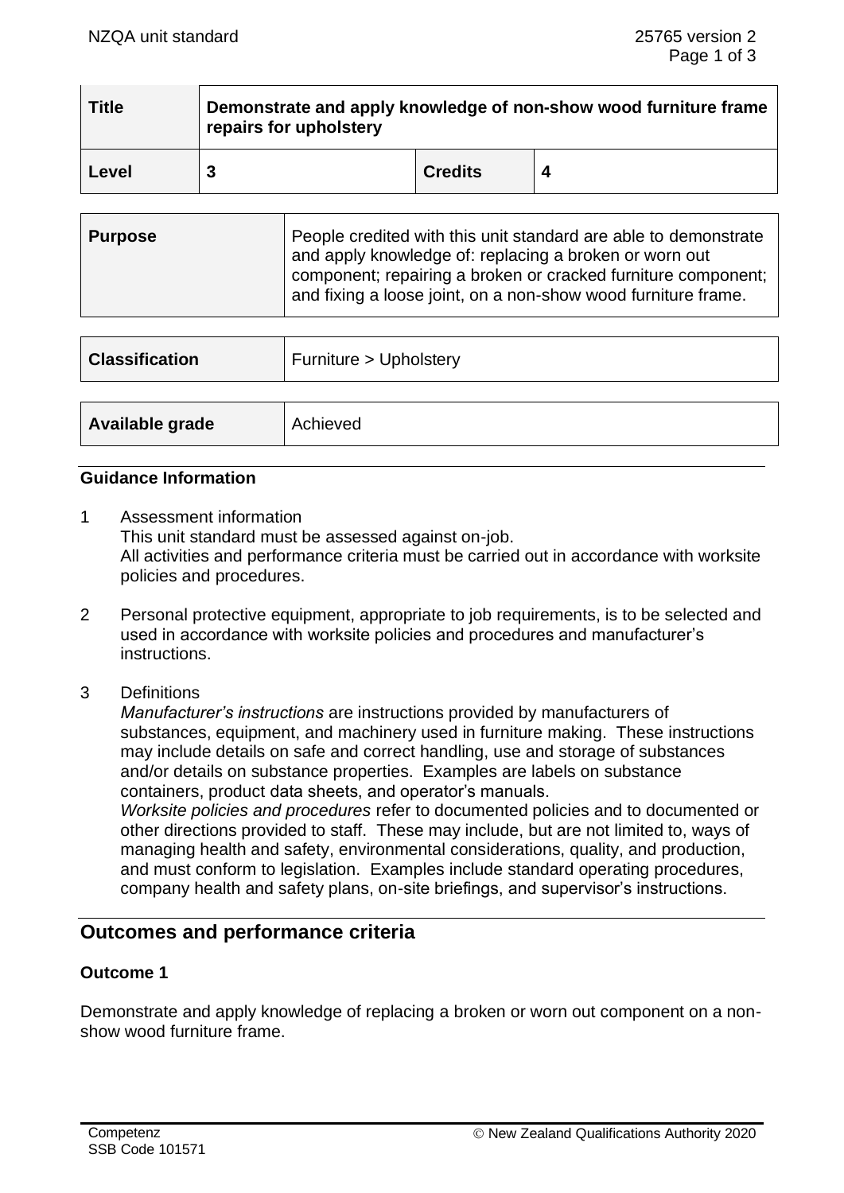| Title | Demonstrate and apply knowledge of non-show wood furniture frame repairs for upholstery | | |
|---|---|---|---|
| Level | 3 | Credits | 4 |

| Purpose | People credited with this unit standard are able to demonstrate and apply knowledge of: replacing a broken or worn out component; repairing a broken or cracked furniture component; and fixing a loose joint, on a non-show wood furniture frame. |
|---|---|

| Classification | Furniture > Upholstery |
|---|---|

| Available grade | Achieved |
|---|---|

### Guidance Information

1 Assessment information
This unit standard must be assessed against on-job.
All activities and performance criteria must be carried out in accordance with worksite policies and procedures.

2 Personal protective equipment, appropriate to job requirements, is to be selected and used in accordance with worksite policies and procedures and manufacturer's instructions.

3 Definitions
*Manufacturer's instructions* are instructions provided by manufacturers of substances, equipment, and machinery used in furniture making. These instructions may include details on safe and correct handling, use and storage of substances and/or details on substance properties. Examples are labels on substance containers, product data sheets, and operator's manuals.
*Worksite policies and procedures* refer to documented policies and to documented or other directions provided to staff. These may include, but are not limited to, ways of managing health and safety, environmental considerations, quality, and production, and must conform to legislation. Examples include standard operating procedures, company health and safety plans, on-site briefings, and supervisor's instructions.

## Outcomes and performance criteria

### Outcome 1

Demonstrate and apply knowledge of replacing a broken or worn out component on a non-show wood furniture frame.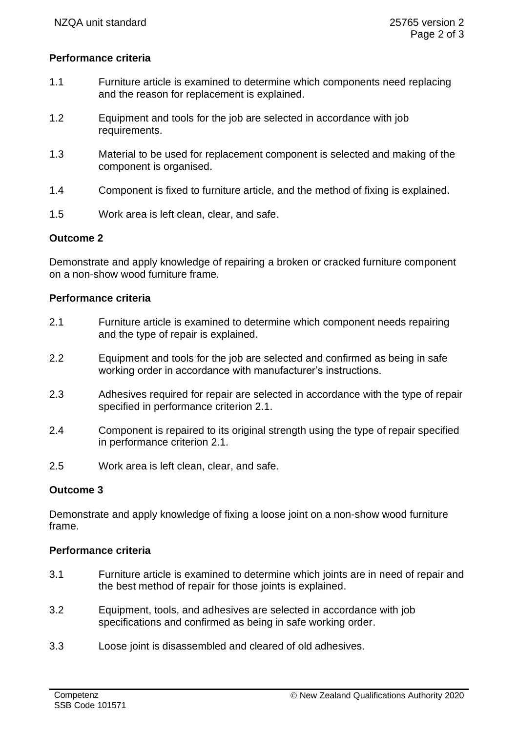**Performance criteria**

1.1 Furniture article is examined to determine which components need replacing and the reason for replacement is explained.

1.2 Equipment and tools for the job are selected in accordance with job requirements.

1.3 Material to be used for replacement component is selected and making of the component is organised.

1.4 Component is fixed to furniture article, and the method of fixing is explained.

1.5 Work area is left clean, clear, and safe.

**Outcome 2**

Demonstrate and apply knowledge of repairing a broken or cracked furniture component on a non-show wood furniture frame.

**Performance criteria**

2.1 Furniture article is examined to determine which component needs repairing and the type of repair is explained.

2.2 Equipment and tools for the job are selected and confirmed as being in safe working order in accordance with manufacturer's instructions.

2.3 Adhesives required for repair are selected in accordance with the type of repair specified in performance criterion 2.1.

2.4 Component is repaired to its original strength using the type of repair specified in performance criterion 2.1.

2.5 Work area is left clean, clear, and safe.

**Outcome 3**

Demonstrate and apply knowledge of fixing a loose joint on a non-show wood furniture frame.

**Performance criteria**

3.1 Furniture article is examined to determine which joints are in need of repair and the best method of repair for those joints is explained.

3.2 Equipment, tools, and adhesives are selected in accordance with job specifications and confirmed as being in safe working order.

3.3 Loose joint is disassembled and cleared of old adhesives.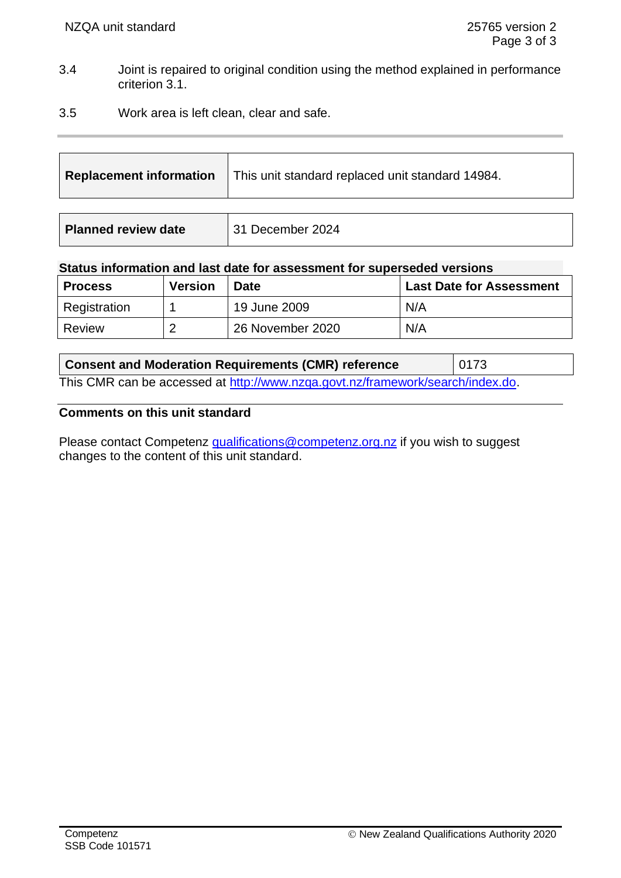3.4 Joint is repaired to original condition using the method explained in performance criterion 3.1.

3.5 Work area is left clean, clear and safe.

| | |
|---|---|
| **Replacement information** | This unit standard replaced unit standard 14984. |

| | |
|---|---|
| **Planned review date** | 31 December 2024 |

**Status information and last date for assessment for superseded versions**

| Process | Version | Date | Last Date for Assessment |
|---|---|---|---|
| Registration | 1 | 19 June 2009 | N/A |
| Review | 2 | 26 November 2020 | N/A |

| | |
|---|---|
| **Consent and Moderation Requirements (CMR) reference** | 0173 |

This CMR can be accessed at http://www.nzqa.govt.nz/framework/search/index.do.

**Comments on this unit standard**

Please contact Competenz qualifications@competenz.org.nz if you wish to suggest changes to the content of this unit standard.